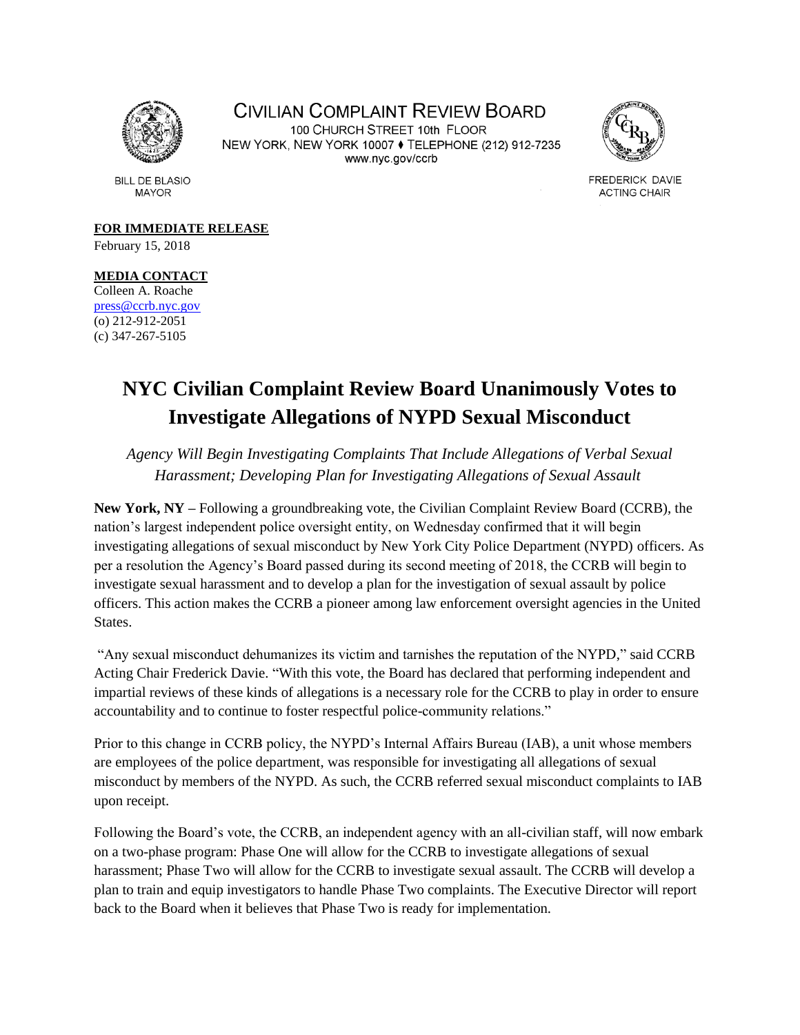CIVILIAN COMPLAINT REVIEW BOARD
100 CHURCH STREET 10th FLOOR
NEW YORK, NEW YORK 10007 ♦ TELEPHONE (212) 912-7235
www.nyc.gov/ccrb

BILL DE BLASIO
MAYOR

FREDERICK DAVIE
ACTING CHAIR

**FOR IMMEDIATE RELEASE**
February 15, 2018

**MEDIA CONTACT**
Colleen A. Roache
press@ccrb.nyc.gov
(o) 212-912-2051
(c) 347-267-5105

# NYC Civilian Complaint Review Board Unanimously Votes to Investigate Allegations of NYPD Sexual Misconduct

*Agency Will Begin Investigating Complaints That Include Allegations of Verbal Sexual Harassment; Developing Plan for Investigating Allegations of Sexual Assault*

**New York, NY –** Following a groundbreaking vote, the Civilian Complaint Review Board (CCRB), the nation's largest independent police oversight entity, on Wednesday confirmed that it will begin investigating allegations of sexual misconduct by New York City Police Department (NYPD) officers. As per a resolution the Agency's Board passed during its second meeting of 2018, the CCRB will begin to investigate sexual harassment and to develop a plan for the investigation of sexual assault by police officers. This action makes the CCRB a pioneer among law enforcement oversight agencies in the United States.

"Any sexual misconduct dehumanizes its victim and tarnishes the reputation of the NYPD," said CCRB Acting Chair Frederick Davie. "With this vote, the Board has declared that performing independent and impartial reviews of these kinds of allegations is a necessary role for the CCRB to play in order to ensure accountability and to continue to foster respectful police-community relations."

Prior to this change in CCRB policy, the NYPD's Internal Affairs Bureau (IAB), a unit whose members are employees of the police department, was responsible for investigating all allegations of sexual misconduct by members of the NYPD. As such, the CCRB referred sexual misconduct complaints to IAB upon receipt.

Following the Board's vote, the CCRB, an independent agency with an all-civilian staff, will now embark on a two-phase program: Phase One will allow for the CCRB to investigate allegations of sexual harassment; Phase Two will allow for the CCRB to investigate sexual assault. The CCRB will develop a plan to train and equip investigators to handle Phase Two complaints. The Executive Director will report back to the Board when it believes that Phase Two is ready for implementation.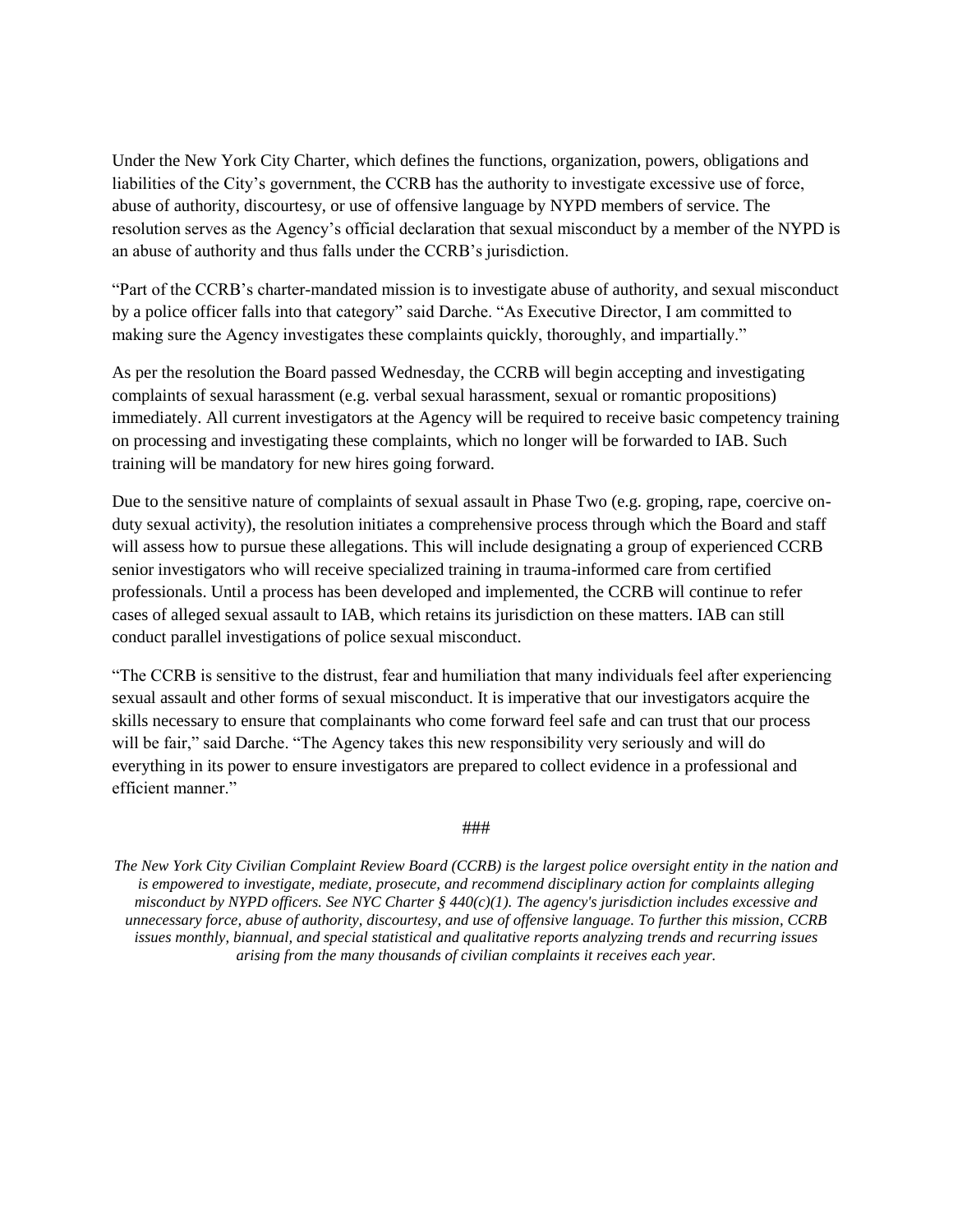Under the New York City Charter, which defines the functions, organization, powers, obligations and liabilities of the City's government, the CCRB has the authority to investigate excessive use of force, abuse of authority, discourtesy, or use of offensive language by NYPD members of service. The resolution serves as the Agency's official declaration that sexual misconduct by a member of the NYPD is an abuse of authority and thus falls under the CCRB's jurisdiction.

"Part of the CCRB's charter-mandated mission is to investigate abuse of authority, and sexual misconduct by a police officer falls into that category" said Darche. "As Executive Director, I am committed to making sure the Agency investigates these complaints quickly, thoroughly, and impartially."

As per the resolution the Board passed Wednesday, the CCRB will begin accepting and investigating complaints of sexual harassment (e.g. verbal sexual harassment, sexual or romantic propositions) immediately. All current investigators at the Agency will be required to receive basic competency training on processing and investigating these complaints, which no longer will be forwarded to IAB. Such training will be mandatory for new hires going forward.

Due to the sensitive nature of complaints of sexual assault in Phase Two (e.g. groping, rape, coercive on-duty sexual activity), the resolution initiates a comprehensive process through which the Board and staff will assess how to pursue these allegations. This will include designating a group of experienced CCRB senior investigators who will receive specialized training in trauma-informed care from certified professionals. Until a process has been developed and implemented, the CCRB will continue to refer cases of alleged sexual assault to IAB, which retains its jurisdiction on these matters. IAB can still conduct parallel investigations of police sexual misconduct.

"The CCRB is sensitive to the distrust, fear and humiliation that many individuals feel after experiencing sexual assault and other forms of sexual misconduct. It is imperative that our investigators acquire the skills necessary to ensure that complainants who come forward feel safe and can trust that our process will be fair," said Darche. "The Agency takes this new responsibility very seriously and will do everything in its power to ensure investigators are prepared to collect evidence in a professional and efficient manner."

###

*The New York City Civilian Complaint Review Board (CCRB) is the largest police oversight entity in the nation and is empowered to investigate, mediate, prosecute, and recommend disciplinary action for complaints alleging misconduct by NYPD officers. See NYC Charter § 440(c)(1). The agency's jurisdiction includes excessive and unnecessary force, abuse of authority, discourtesy, and use of offensive language. To further this mission, CCRB issues monthly, biannual, and special statistical and qualitative reports analyzing trends and recurring issues arising from the many thousands of civilian complaints it receives each year.*